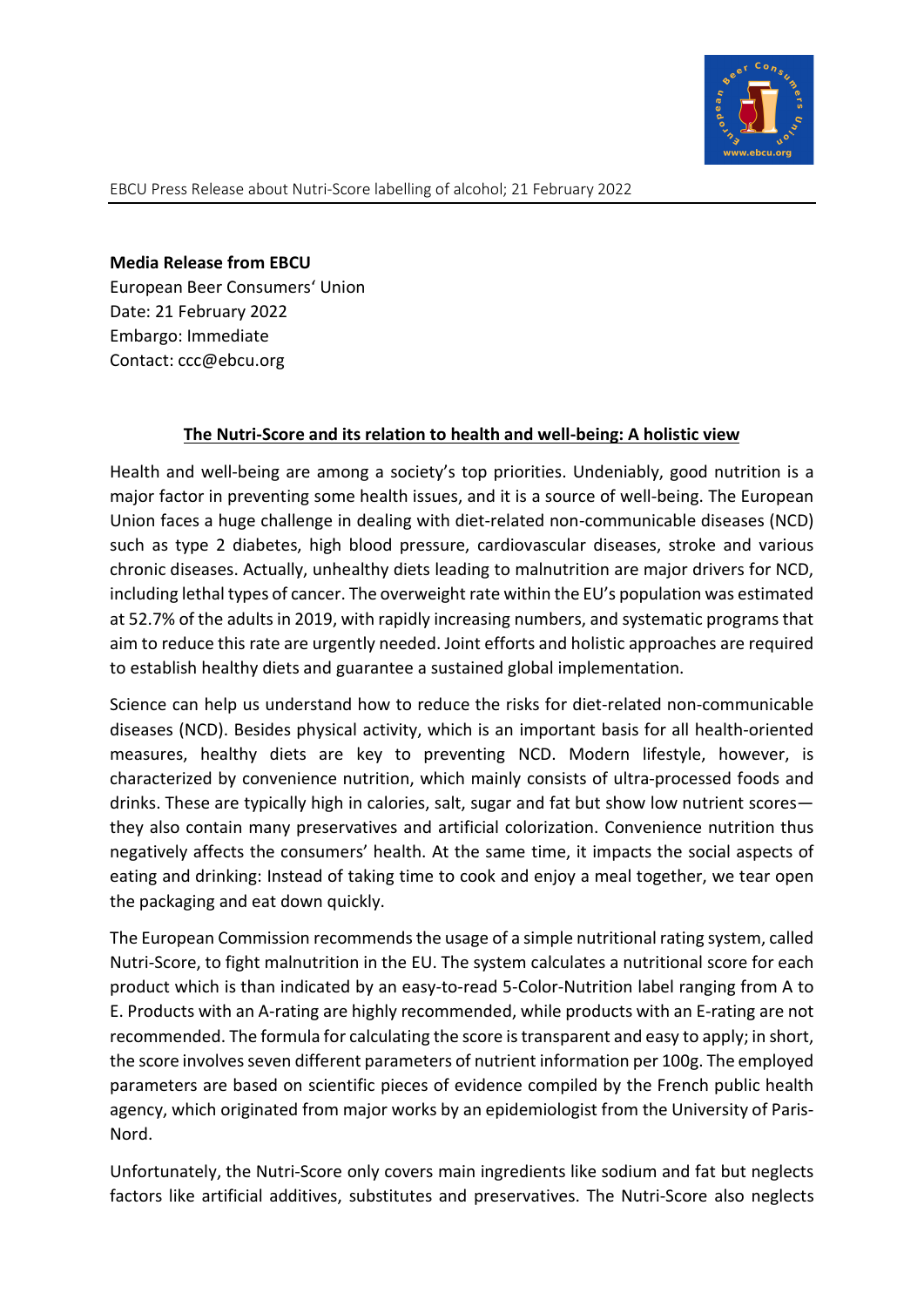**Media Release from EBCU**
European Beer Consumers' Union
Date: 21 February 2022
Embargo: Immediate
Contact: ccc@ebcu.org

## The Nutri-Score and its relation to health and well-being: A holistic view

Health and well-being are among a society's top priorities. Undeniably, good nutrition is a major factor in preventing some health issues, and it is a source of well-being. The European Union faces a huge challenge in dealing with diet-related non-communicable diseases (NCD) such as type 2 diabetes, high blood pressure, cardiovascular diseases, stroke and various chronic diseases. Actually, unhealthy diets leading to malnutrition are major drivers for NCD, including lethal types of cancer. The overweight rate within the EU's population was estimated at 52.7% of the adults in 2019, with rapidly increasing numbers, and systematic programs that aim to reduce this rate are urgently needed. Joint efforts and holistic approaches are required to establish healthy diets and guarantee a sustained global implementation.

Science can help us understand how to reduce the risks for diet-related non-communicable diseases (NCD). Besides physical activity, which is an important basis for all health-oriented measures, healthy diets are key to preventing NCD. Modern lifestyle, however, is characterized by convenience nutrition, which mainly consists of ultra-processed foods and drinks. These are typically high in calories, salt, sugar and fat but show low nutrient scores—they also contain many preservatives and artificial colorization. Convenience nutrition thus negatively affects the consumers' health. At the same time, it impacts the social aspects of eating and drinking: Instead of taking time to cook and enjoy a meal together, we tear open the packaging and eat down quickly.

The European Commission recommends the usage of a simple nutritional rating system, called Nutri-Score, to fight malnutrition in the EU. The system calculates a nutritional score for each product which is than indicated by an easy-to-read 5-Color-Nutrition label ranging from A to E. Products with an A-rating are highly recommended, while products with an E-rating are not recommended. The formula for calculating the score is transparent and easy to apply; in short, the score involves seven different parameters of nutrient information per 100g. The employed parameters are based on scientific pieces of evidence compiled by the French public health agency, which originated from major works by an epidemiologist from the University of Paris-Nord.

Unfortunately, the Nutri-Score only covers main ingredients like sodium and fat but neglects factors like artificial additives, substitutes and preservatives. The Nutri-Score also neglects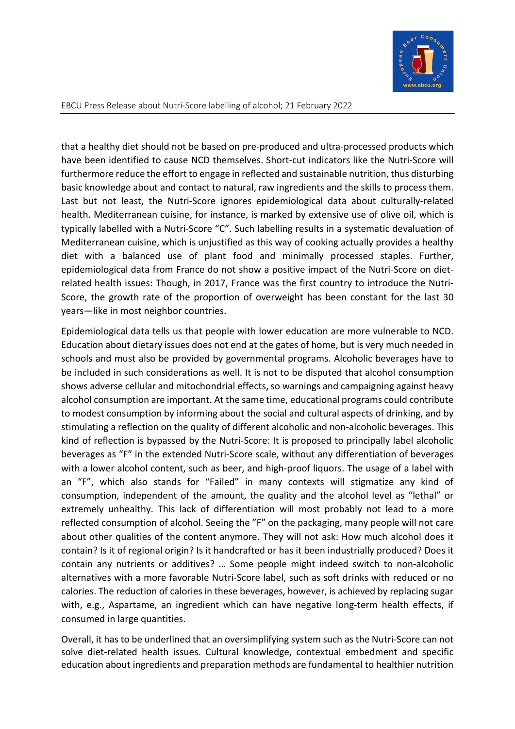that a healthy diet should not be based on pre-produced and ultra-processed products which have been identified to cause NCD themselves. Short-cut indicators like the Nutri-Score will furthermore reduce the effort to engage in reflected and sustainable nutrition, thus disturbing basic knowledge about and contact to natural, raw ingredients and the skills to process them. Last but not least, the Nutri-Score ignores epidemiological data about culturally-related health. Mediterranean cuisine, for instance, is marked by extensive use of olive oil, which is typically labelled with a Nutri-Score "C". Such labelling results in a systematic devaluation of Mediterranean cuisine, which is unjustified as this way of cooking actually provides a healthy diet with a balanced use of plant food and minimally processed staples. Further, epidemiological data from France do not show a positive impact of the Nutri-Score on diet-related health issues: Though, in 2017, France was the first country to introduce the Nutri-Score, the growth rate of the proportion of overweight has been constant for the last 30 years—like in most neighbor countries.

Epidemiological data tells us that people with lower education are more vulnerable to NCD. Education about dietary issues does not end at the gates of home, but is very much needed in schools and must also be provided by governmental programs. Alcoholic beverages have to be included in such considerations as well. It is not to be disputed that alcohol consumption shows adverse cellular and mitochondrial effects, so warnings and campaigning against heavy alcohol consumption are important. At the same time, educational programs could contribute to modest consumption by informing about the social and cultural aspects of drinking, and by stimulating a reflection on the quality of different alcoholic and non-alcoholic beverages. This kind of reflection is bypassed by the Nutri-Score: It is proposed to principally label alcoholic beverages as "F" in the extended Nutri-Score scale, without any differentiation of beverages with a lower alcohol content, such as beer, and high-proof liquors. The usage of a label with an "F", which also stands for "Failed" in many contexts will stigmatize any kind of consumption, independent of the amount, the quality and the alcohol level as "lethal" or extremely unhealthy. This lack of differentiation will most probably not lead to a more reflected consumption of alcohol. Seeing the "F" on the packaging, many people will not care about other qualities of the content anymore. They will not ask: How much alcohol does it contain? Is it of regional origin? Is it handcrafted or has it been industrially produced? Does it contain any nutrients or additives? … Some people might indeed switch to non-alcoholic alternatives with a more favorable Nutri-Score label, such as soft drinks with reduced or no calories. The reduction of calories in these beverages, however, is achieved by replacing sugar with, e.g., Aspartame, an ingredient which can have negative long-term health effects, if consumed in large quantities.

Overall, it has to be underlined that an oversimplifying system such as the Nutri-Score can not solve diet-related health issues. Cultural knowledge, contextual embedment and specific education about ingredients and preparation methods are fundamental to healthier nutrition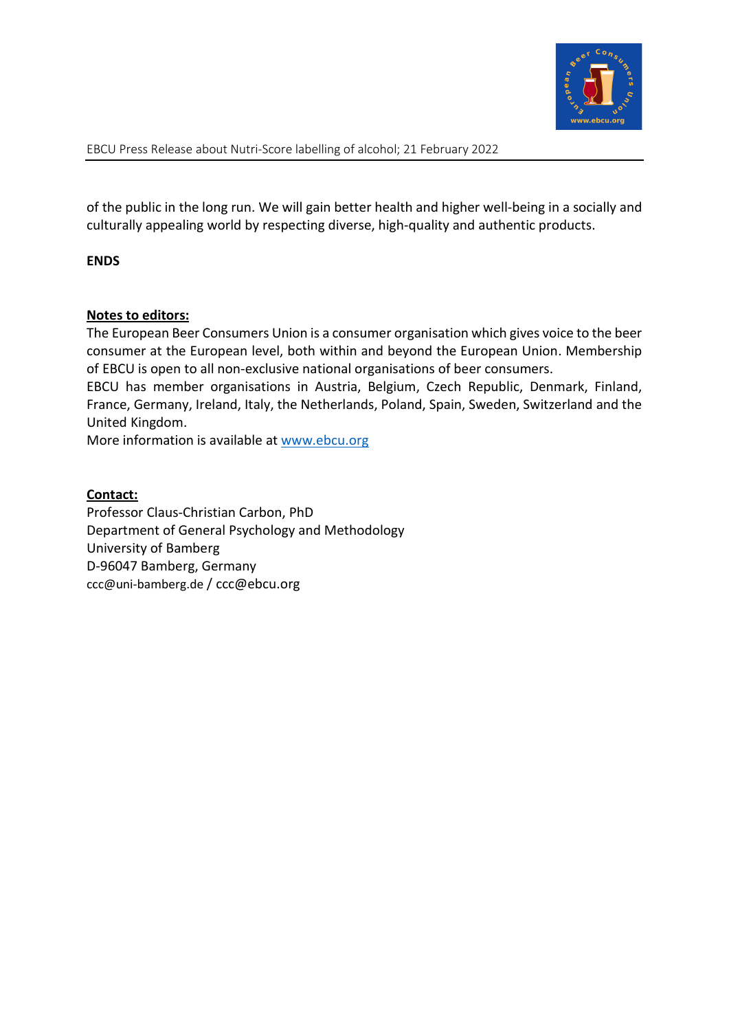of the public in the long run. We will gain better health and higher well-being in a socially and culturally appealing world by respecting diverse, high-quality and authentic products.

**ENDS**

**Notes to editors:**

The European Beer Consumers Union is a consumer organisation which gives voice to the beer consumer at the European level, both within and beyond the European Union. Membership of EBCU is open to all non-exclusive national organisations of beer consumers.

EBCU has member organisations in Austria, Belgium, Czech Republic, Denmark, Finland, France, Germany, Ireland, Italy, the Netherlands, Poland, Spain, Sweden, Switzerland and the United Kingdom.

More information is available at [www.ebcu.org](http://www.ebcu.org)

**Contact:**

Professor Claus-Christian Carbon, PhD
Department of General Psychology and Methodology
University of Bamberg
D-96047 Bamberg, Germany
ccc@uni-bamberg.de / ccc@ebcu.org